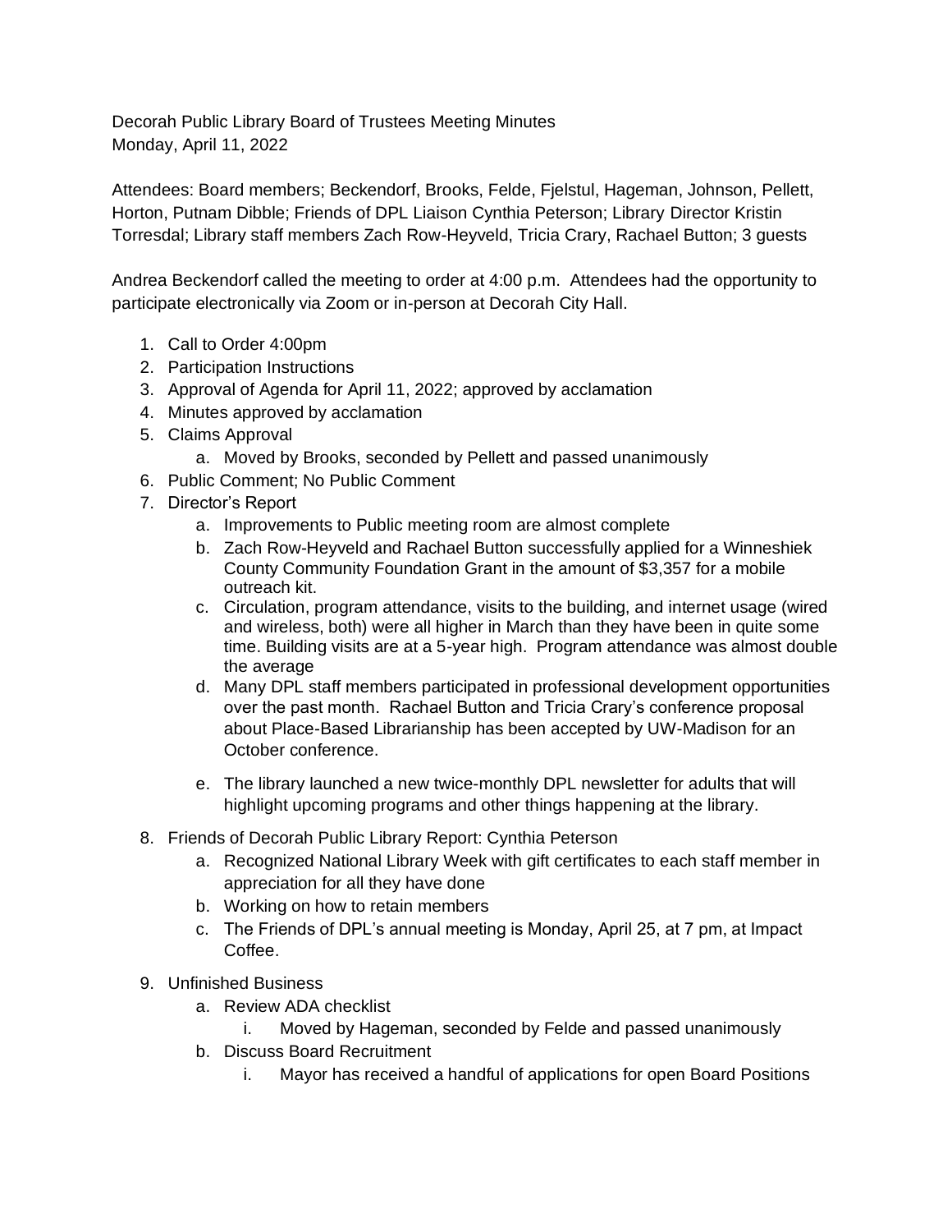Decorah Public Library Board of Trustees Meeting Minutes
Monday, April 11, 2022

Attendees: Board members; Beckendorf, Brooks, Felde, Fjelstul, Hageman, Johnson, Pellett, Horton, Putnam Dibble; Friends of DPL Liaison Cynthia Peterson; Library Director Kristin Torresdal; Library staff members Zach Row-Heyveld, Tricia Crary, Rachael Button; 3 guests

Andrea Beckendorf called the meeting to order at 4:00 p.m. Attendees had the opportunity to participate electronically via Zoom or in-person at Decorah City Hall.

1. Call to Order 4:00pm
2. Participation Instructions
3. Approval of Agenda for April 11, 2022; approved by acclamation
4. Minutes approved by acclamation
5. Claims Approval
    a. Moved by Brooks, seconded by Pellett and passed unanimously
6. Public Comment; No Public Comment
7. Director's Report
    a. Improvements to Public meeting room are almost complete
    b. Zach Row-Heyveld and Rachael Button successfully applied for a Winneshiek County Community Foundation Grant in the amount of $3,357 for a mobile outreach kit.
    c. Circulation, program attendance, visits to the building, and internet usage (wired and wireless, both) were all higher in March than they have been in quite some time. Building visits are at a 5-year high. Program attendance was almost double the average
    d. Many DPL staff members participated in professional development opportunities over the past month. Rachael Button and Tricia Crary's conference proposal about Place-Based Librarianship has been accepted by UW-Madison for an October conference.
    e. The library launched a new twice-monthly DPL newsletter for adults that will highlight upcoming programs and other things happening at the library.
8. Friends of Decorah Public Library Report: Cynthia Peterson
    a. Recognized National Library Week with gift certificates to each staff member in appreciation for all they have done
    b. Working on how to retain members
    c. The Friends of DPL's annual meeting is Monday, April 25, at 7 pm, at Impact Coffee.
9. Unfinished Business
    a. Review ADA checklist
        i. Moved by Hageman, seconded by Felde and passed unanimously
    b. Discuss Board Recruitment
        i. Mayor has received a handful of applications for open Board Positions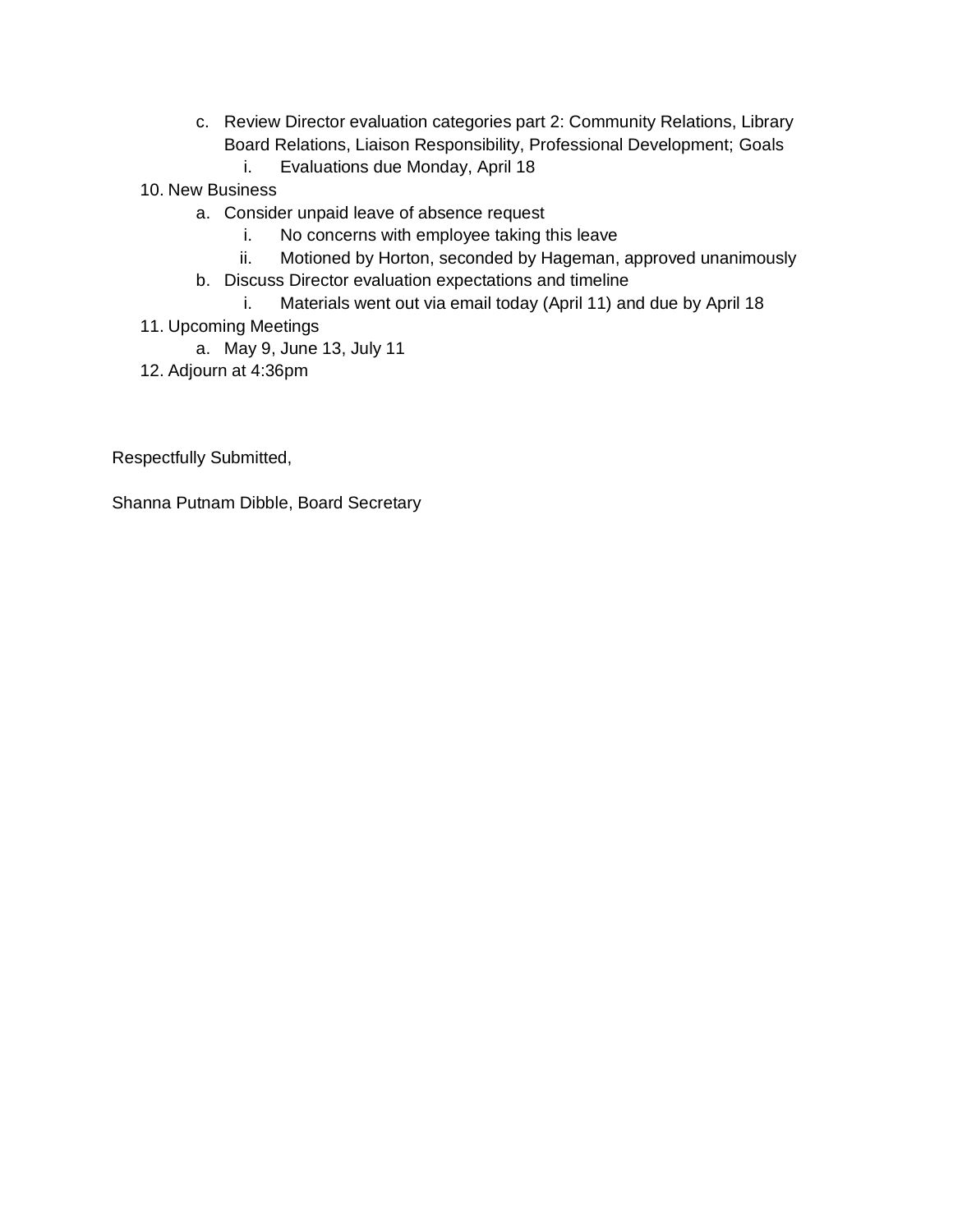c. Review Director evaluation categories part 2: Community Relations, Library Board Relations, Liaison Responsibility, Professional Development; Goals
      i. Evaluations due Monday, April 18

10. New Business
    a. Consider unpaid leave of absence request
       i. No concerns with employee taking this leave
       ii. Motioned by Horton, seconded by Hageman, approved unanimously
    b. Discuss Director evaluation expectations and timeline
       i. Materials went out via email today (April 11) and due by April 18
11. Upcoming Meetings
    a. May 9, June 13, July 11
12. Adjourn at 4:36pm

Respectfully Submitted,

Shanna Putnam Dibble, Board Secretary